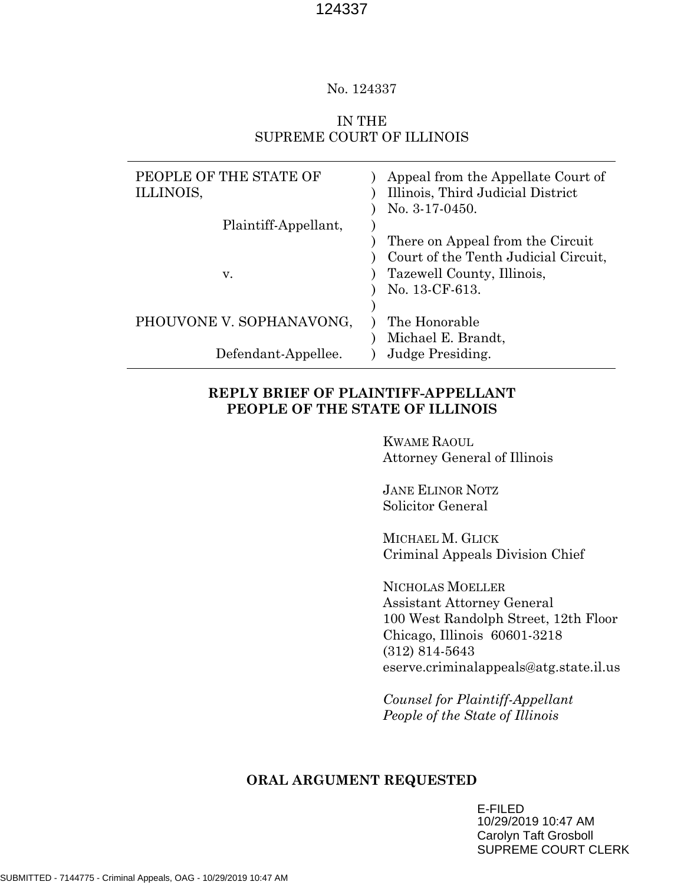No. 124337

IN THE
SUPREME COURT OF ILLINOIS

| | | |
|---|---|---|
| PEOPLE OF THE STATE OF ILLINOIS, | ) | Appeal from the Appellate Court of Illinois, Third Judicial District No. 3-17-0450. |
| Plaintiff-Appellant, | ) | |
| | ) | There on Appeal from the Circuit Court of the Tenth Judicial Circuit, |
| v. | ) | Tazewell County, Illinois, No. 13-CF-613. |
| | ) | |
| PHOUVONE V. SOPHANAVONG, | ) | The Honorable Michael E. Brandt, |
| Defendant-Appellee. | ) | Judge Presiding. |

**REPLY BRIEF OF PLAINTIFF-APPELLANT**
**PEOPLE OF THE STATE OF ILLINOIS**

KWAME RAOUL
Attorney General of Illinois

JANE ELINOR NOTZ
Solicitor General

MICHAEL M. GLICK
Criminal Appeals Division Chief

NICHOLAS MOELLER
Assistant Attorney General
100 West Randolph Street, 12th Floor
Chicago, Illinois 60601-3218
(312) 814-5643
eserve.criminalappeals@atg.state.il.us

*Counsel for Plaintiff-Appellant*
*People of the State of Illinois*

**ORAL ARGUMENT REQUESTED**

E-FILED
10/29/2019 10:47 AM
Carolyn Taft Grosboll
SUPREME COURT CLERK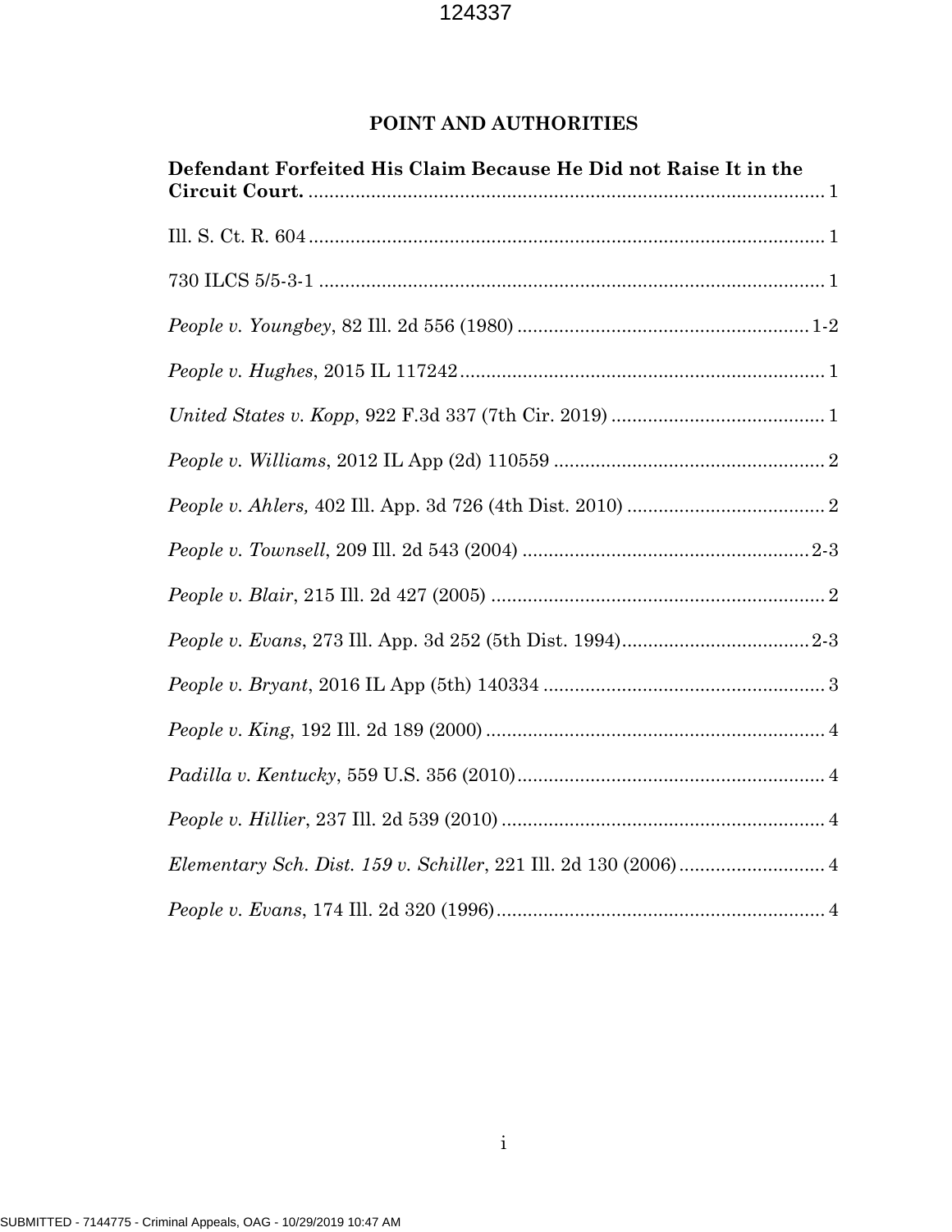## POINT AND AUTHORITIES

**Defendant Forfeited His Claim Because He Did not Raise It in the Circuit Court.** ........................................................................................................ 1

Ill. S. Ct. R. 604 ........................................................................................................ 1

730 ILCS 5/5-3-1 ........................................................................................................ 1

*People v. Youngbey*, 82 Ill. 2d 556 (1980) ........................................................ 1-2

*People v. Hughes*, 2015 IL 117242 ........................................................................ 1

*United States v. Kopp*, 922 F.3d 337 (7th Cir. 2019) ........................................ 1

*People v. Williams*, 2012 IL App (2d) 110559 .................................................... 2

*People v. Ahlers,* 402 Ill. App. 3d 726 (4th Dist. 2010) ...................................... 2

*People v. Townsell*, 209 Ill. 2d 543 (2004) ........................................................ 2-3

*People v. Blair*, 215 Ill. 2d 427 (2005) ................................................................ 2

*People v. Evans*, 273 Ill. App. 3d 252 (5th Dist. 1994) .................................... 2-3

*People v. Bryant*, 2016 IL App (5th) 140334 ...................................................... 3

*People v. King*, 192 Ill. 2d 189 (2000) ................................................................ 4

*Padilla v. Kentucky*, 559 U.S. 356 (2010) .......................................................... 4

*People v. Hillier*, 237 Ill. 2d 539 (2010) .............................................................. 4

*Elementary Sch. Dist. 159 v. Schiller*, 221 Ill. 2d 130 (2006) ............................ 4

*People v. Evans*, 174 Ill. 2d 320 (1996) .............................................................. 4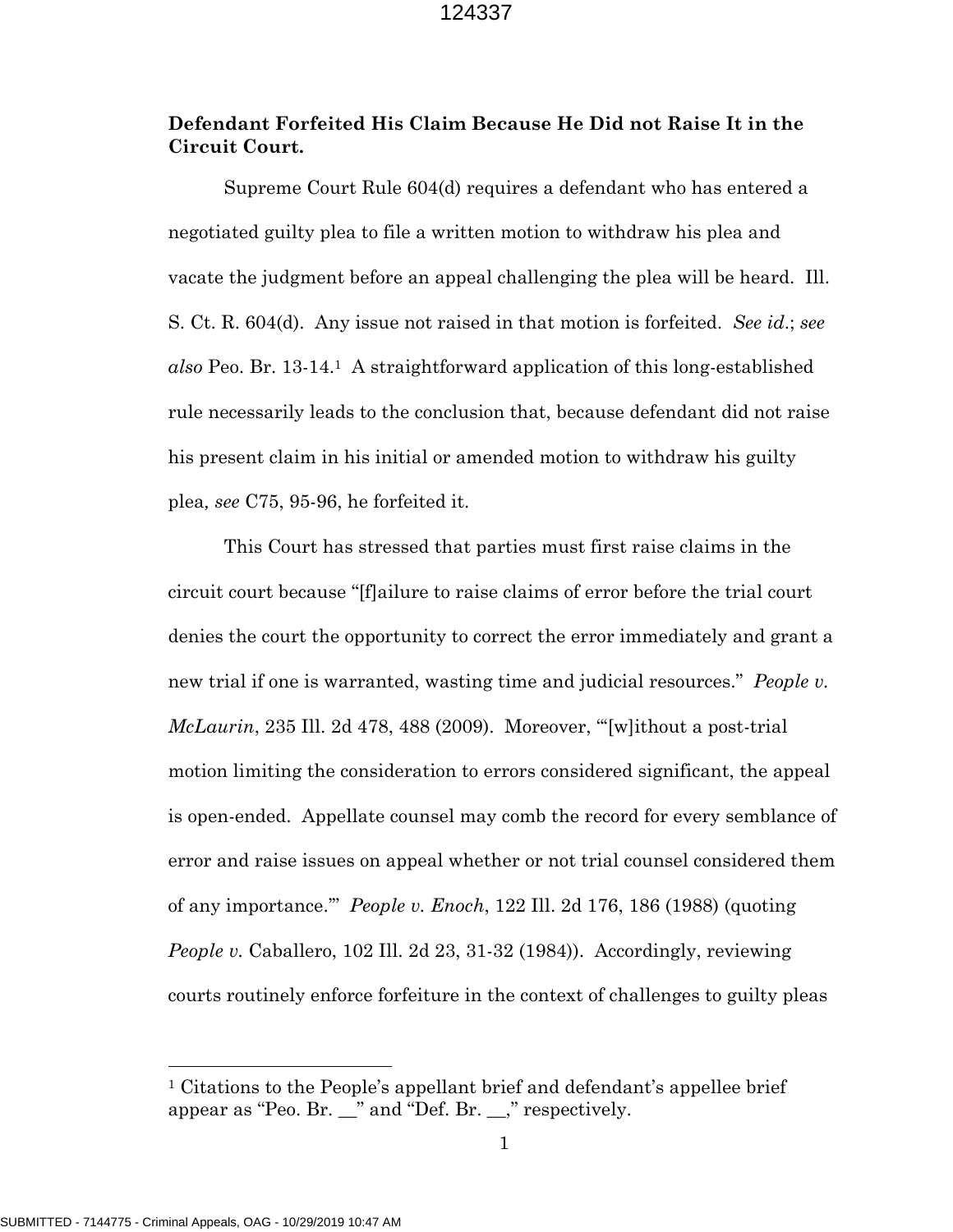**Defendant Forfeited His Claim Because He Did not Raise It in the Circuit Court.**

Supreme Court Rule 604(d) requires a defendant who has entered a negotiated guilty plea to file a written motion to withdraw his plea and vacate the judgment before an appeal challenging the plea will be heard. Ill. S. Ct. R. 604(d). Any issue not raised in that motion is forfeited. *See id.*; *see also* Peo. Br. 13-14.[1] A straightforward application of this long-established rule necessarily leads to the conclusion that, because defendant did not raise his present claim in his initial or amended motion to withdraw his guilty plea*, see* C75, 95-96, he forfeited it.

This Court has stressed that parties must first raise claims in the circuit court because "[f]ailure to raise claims of error before the trial court denies the court the opportunity to correct the error immediately and grant a new trial if one is warranted, wasting time and judicial resources." *People v. McLaurin*, 235 Ill. 2d 478, 488 (2009). Moreover, "'[w]ithout a post-trial motion limiting the consideration to errors considered significant, the appeal is open-ended. Appellate counsel may comb the record for every semblance of error and raise issues on appeal whether or not trial counsel considered them of any importance.'" *People v. Enoch*, 122 Ill. 2d 176, 186 (1988) (quoting *People v.* Caballero, 102 Ill. 2d 23, 31-32 (1984)). Accordingly, reviewing courts routinely enforce forfeiture in the context of challenges to guilty pleas

[1] Citations to the People's appellant brief and defendant's appellee brief appear as "Peo. Br. __" and "Def. Br. __," respectively.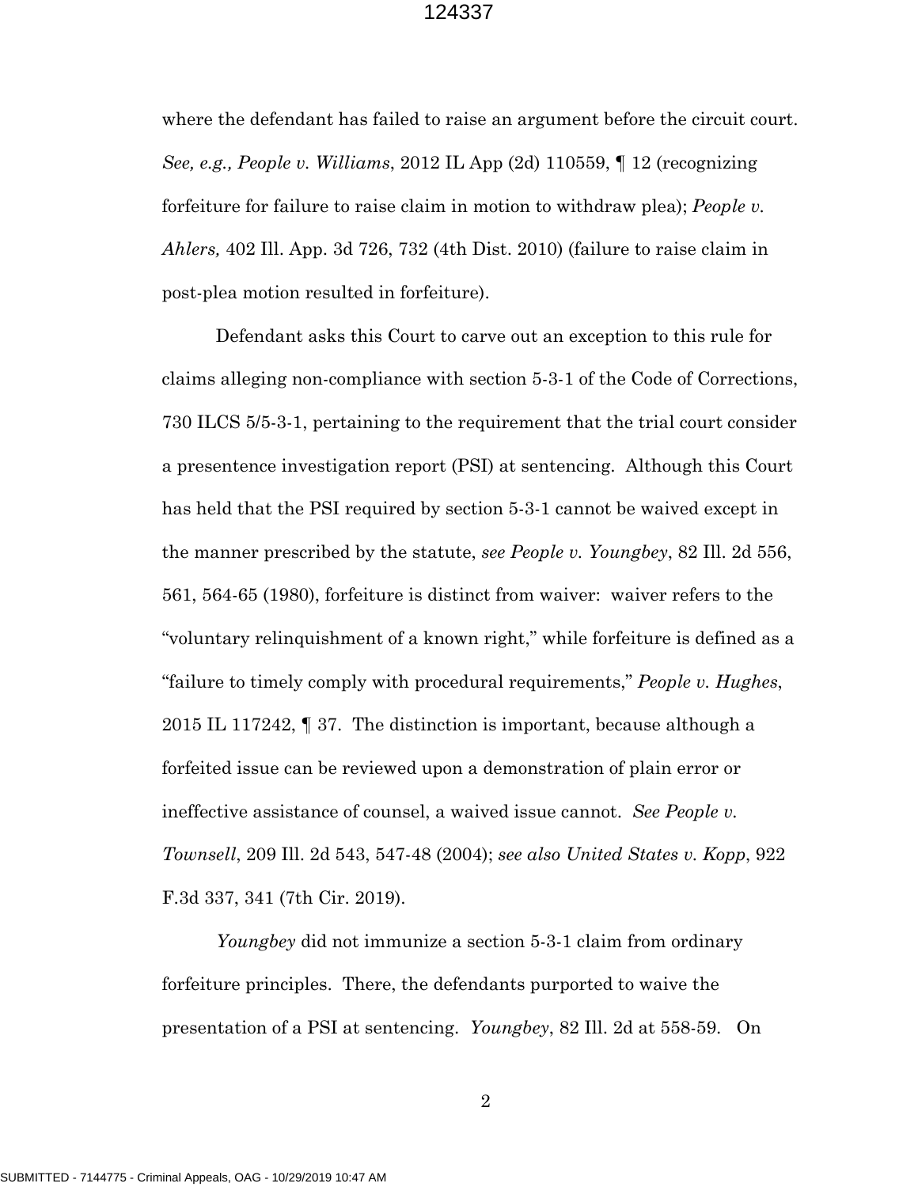where the defendant has failed to raise an argument before the circuit court. *See, e.g., People v. Williams*, 2012 IL App (2d) 110559, ¶ 12 (recognizing forfeiture for failure to raise claim in motion to withdraw plea); *People v. Ahlers,* 402 Ill. App. 3d 726, 732 (4th Dist. 2010) (failure to raise claim in post-plea motion resulted in forfeiture).

Defendant asks this Court to carve out an exception to this rule for claims alleging non-compliance with section 5-3-1 of the Code of Corrections, 730 ILCS 5/5-3-1, pertaining to the requirement that the trial court consider a presentence investigation report (PSI) at sentencing. Although this Court has held that the PSI required by section 5-3-1 cannot be waived except in the manner prescribed by the statute, *see People v. Youngbey*, 82 Ill. 2d 556, 561, 564-65 (1980), forfeiture is distinct from waiver: waiver refers to the "voluntary relinquishment of a known right," while forfeiture is defined as a "failure to timely comply with procedural requirements," *People v. Hughes*, 2015 IL 117242, ¶ 37. The distinction is important, because although a forfeited issue can be reviewed upon a demonstration of plain error or ineffective assistance of counsel, a waived issue cannot. *See People v. Townsell*, 209 Ill. 2d 543, 547-48 (2004); *see also United States v. Kopp*, 922 F.3d 337, 341 (7th Cir. 2019).

*Youngbey* did not immunize a section 5-3-1 claim from ordinary forfeiture principles. There, the defendants purported to waive the presentation of a PSI at sentencing. *Youngbey*, 82 Ill. 2d at 558-59. On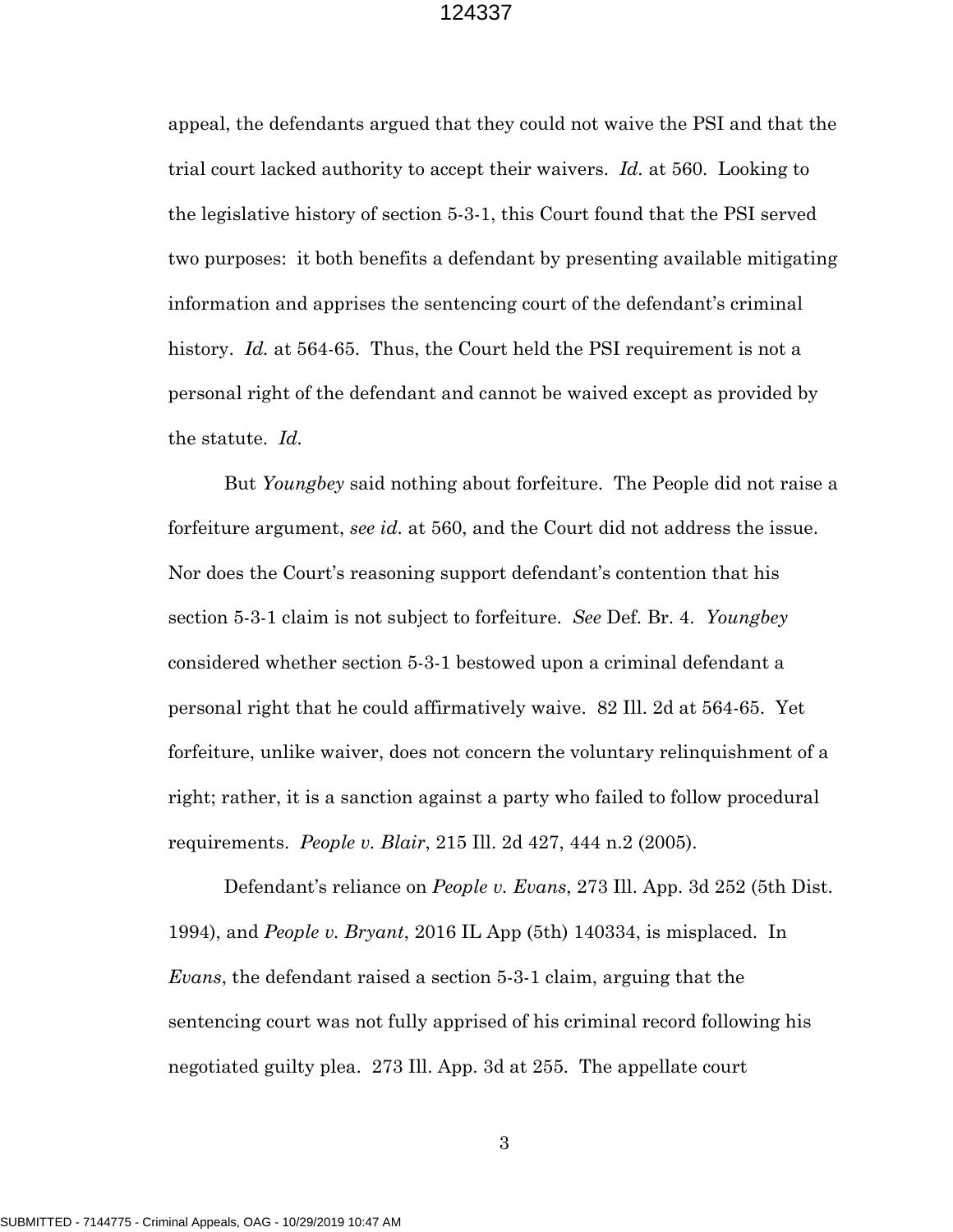appeal, the defendants argued that they could not waive the PSI and that the trial court lacked authority to accept their waivers. *Id.* at 560. Looking to the legislative history of section 5-3-1, this Court found that the PSI served two purposes: it both benefits a defendant by presenting available mitigating information and apprises the sentencing court of the defendant's criminal history. *Id.* at 564-65. Thus, the Court held the PSI requirement is not a personal right of the defendant and cannot be waived except as provided by the statute. *Id.*

But *Youngbey* said nothing about forfeiture. The People did not raise a forfeiture argument, *see id.* at 560, and the Court did not address the issue. Nor does the Court's reasoning support defendant's contention that his section 5-3-1 claim is not subject to forfeiture. *See* Def. Br. 4. *Youngbey* considered whether section 5-3-1 bestowed upon a criminal defendant a personal right that he could affirmatively waive. 82 Ill. 2d at 564-65. Yet forfeiture, unlike waiver, does not concern the voluntary relinquishment of a right; rather, it is a sanction against a party who failed to follow procedural requirements. *People v. Blair*, 215 Ill. 2d 427, 444 n.2 (2005).

Defendant's reliance on *People v. Evans*, 273 Ill. App. 3d 252 (5th Dist. 1994), and *People v. Bryant*, 2016 IL App (5th) 140334, is misplaced. In *Evans*, the defendant raised a section 5-3-1 claim, arguing that the sentencing court was not fully apprised of his criminal record following his negotiated guilty plea. 273 Ill. App. 3d at 255. The appellate court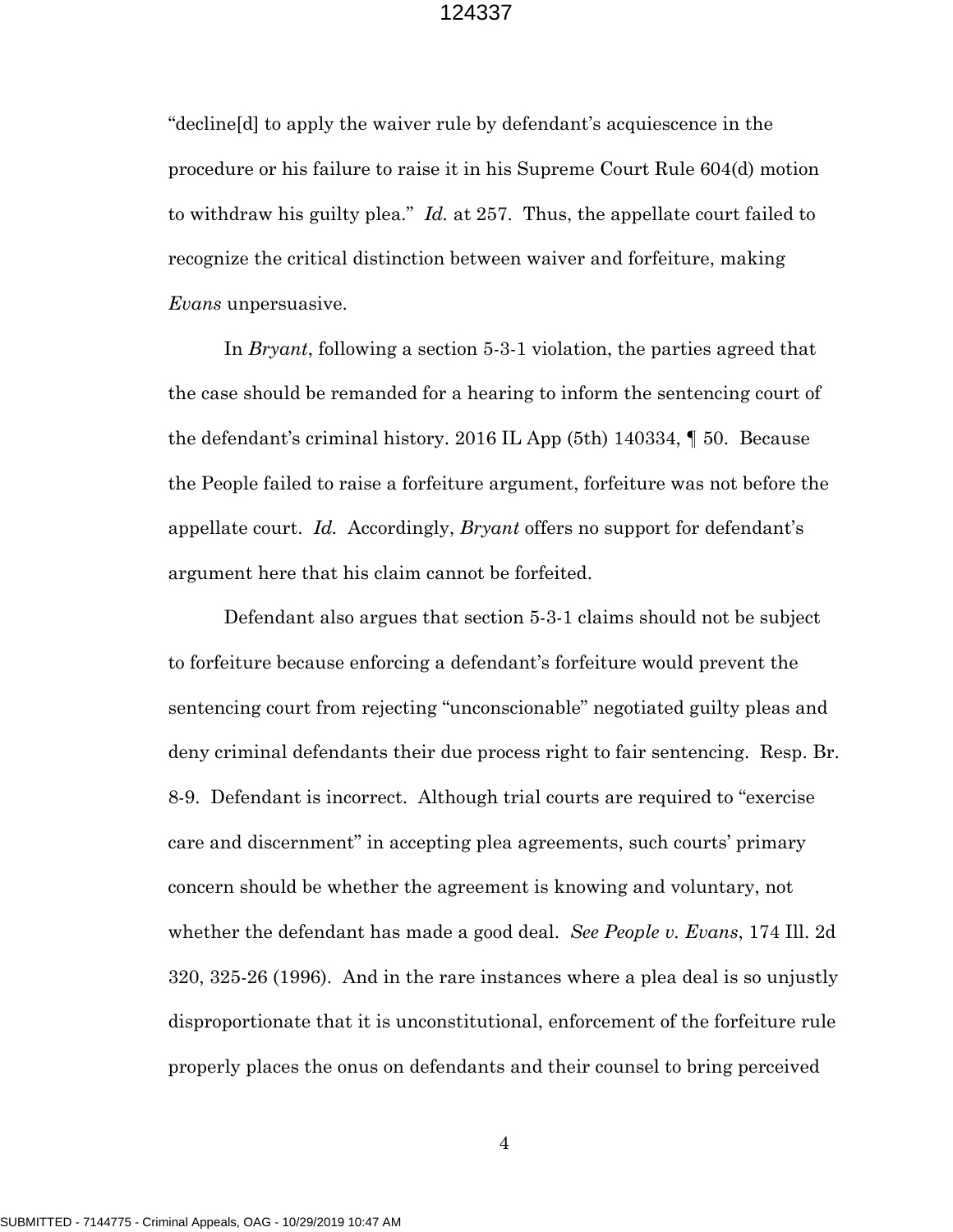"decline[d] to apply the waiver rule by defendant's acquiescence in the procedure or his failure to raise it in his Supreme Court Rule 604(d) motion to withdraw his guilty plea." *Id.* at 257. Thus, the appellate court failed to recognize the critical distinction between waiver and forfeiture, making *Evans* unpersuasive.

In *Bryant*, following a section 5-3-1 violation, the parties agreed that the case should be remanded for a hearing to inform the sentencing court of the defendant's criminal history. 2016 IL App (5th) 140334, ¶ 50. Because the People failed to raise a forfeiture argument, forfeiture was not before the appellate court. *Id.* Accordingly, *Bryant* offers no support for defendant's argument here that his claim cannot be forfeited.

Defendant also argues that section 5-3-1 claims should not be subject to forfeiture because enforcing a defendant's forfeiture would prevent the sentencing court from rejecting "unconscionable" negotiated guilty pleas and deny criminal defendants their due process right to fair sentencing. Resp. Br. 8-9. Defendant is incorrect. Although trial courts are required to "exercise care and discernment" in accepting plea agreements, such courts' primary concern should be whether the agreement is knowing and voluntary, not whether the defendant has made a good deal. *See People v. Evans*, 174 Ill. 2d 320, 325-26 (1996). And in the rare instances where a plea deal is so unjustly disproportionate that it is unconstitutional, enforcement of the forfeiture rule properly places the onus on defendants and their counsel to bring perceived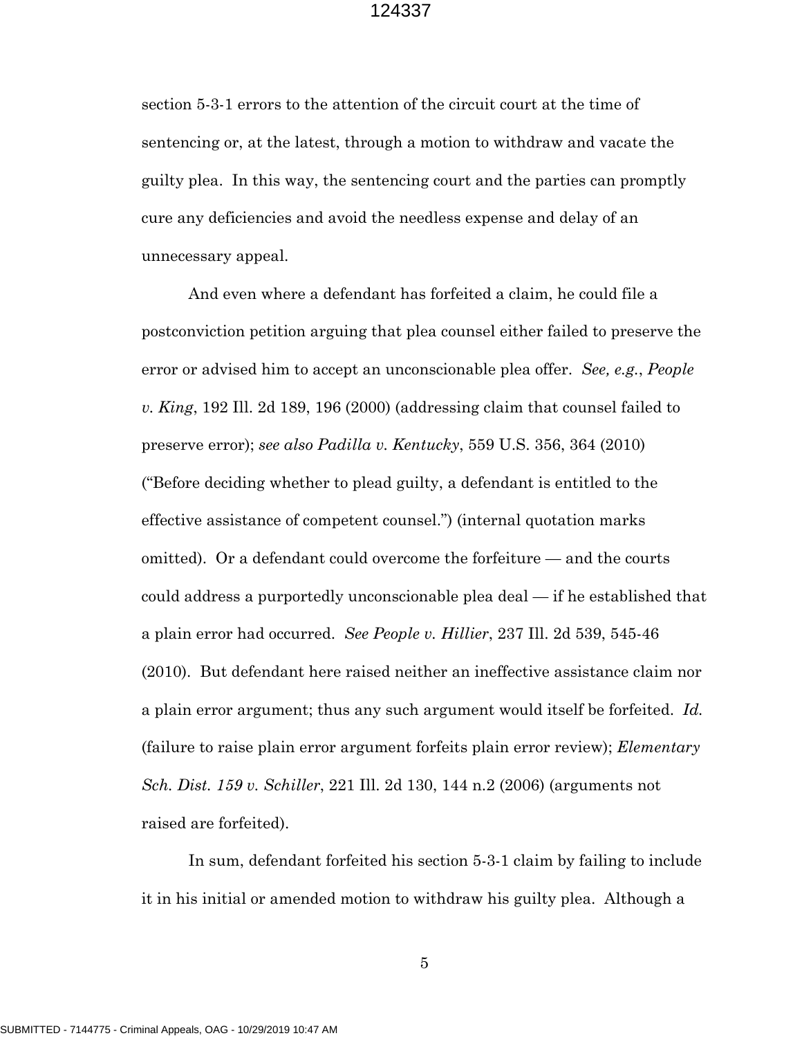section 5-3-1 errors to the attention of the circuit court at the time of sentencing or, at the latest, through a motion to withdraw and vacate the guilty plea. In this way, the sentencing court and the parties can promptly cure any deficiencies and avoid the needless expense and delay of an unnecessary appeal.

And even where a defendant has forfeited a claim, he could file a postconviction petition arguing that plea counsel either failed to preserve the error or advised him to accept an unconscionable plea offer. *See, e.g.*, *People v. King*, 192 Ill. 2d 189, 196 (2000) (addressing claim that counsel failed to preserve error); *see also Padilla v. Kentucky*, 559 U.S. 356, 364 (2010) ("Before deciding whether to plead guilty, a defendant is entitled to the effective assistance of competent counsel.") (internal quotation marks omitted). Or a defendant could overcome the forfeiture — and the courts could address a purportedly unconscionable plea deal — if he established that a plain error had occurred. *See People v. Hillier*, 237 Ill. 2d 539, 545-46 (2010). But defendant here raised neither an ineffective assistance claim nor a plain error argument; thus any such argument would itself be forfeited. *Id.* (failure to raise plain error argument forfeits plain error review); *Elementary Sch. Dist. 159 v. Schiller*, 221 Ill. 2d 130, 144 n.2 (2006) (arguments not raised are forfeited).

In sum, defendant forfeited his section 5-3-1 claim by failing to include it in his initial or amended motion to withdraw his guilty plea. Although a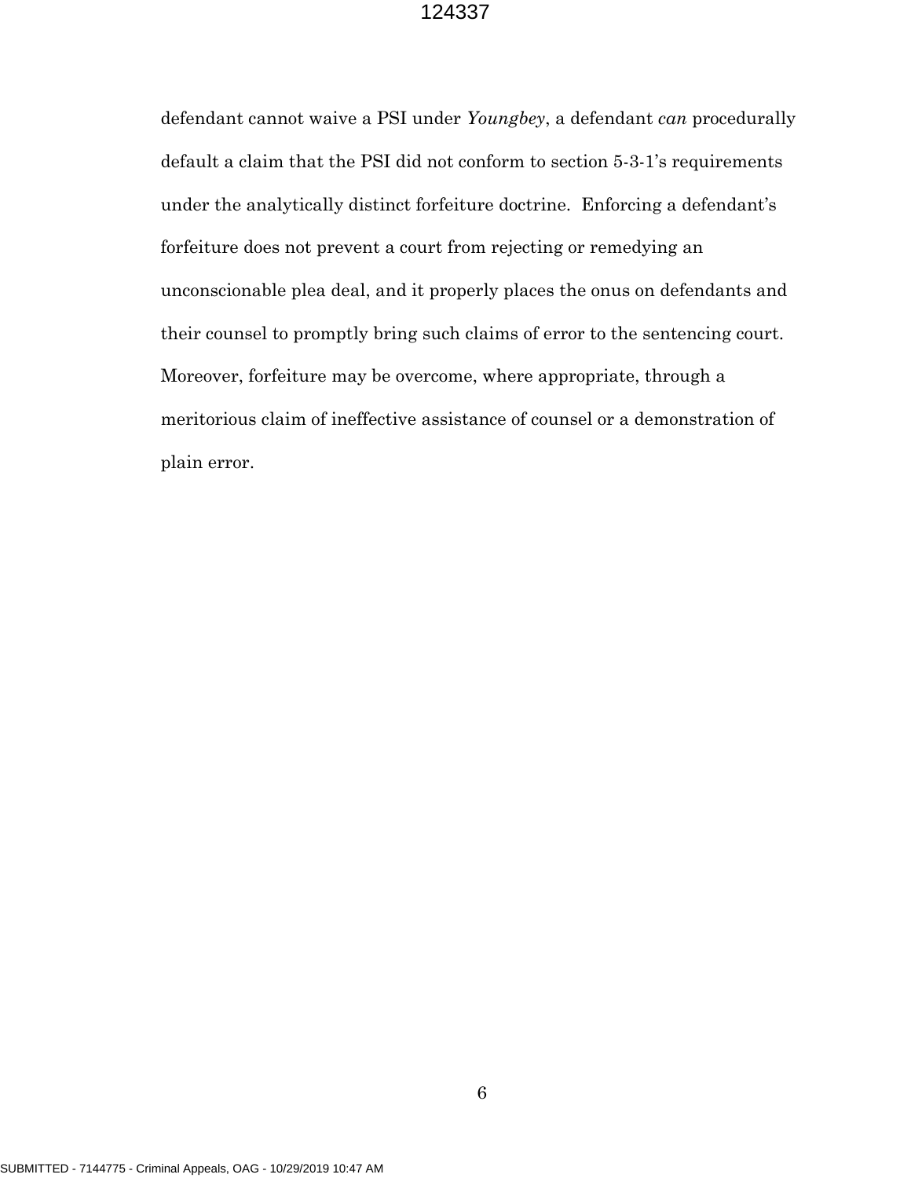defendant cannot waive a PSI under *Youngbey*, a defendant *can* procedurally default a claim that the PSI did not conform to section 5-3-1's requirements under the analytically distinct forfeiture doctrine. Enforcing a defendant's forfeiture does not prevent a court from rejecting or remedying an unconscionable plea deal, and it properly places the onus on defendants and their counsel to promptly bring such claims of error to the sentencing court. Moreover, forfeiture may be overcome, where appropriate, through a meritorious claim of ineffective assistance of counsel or a demonstration of plain error.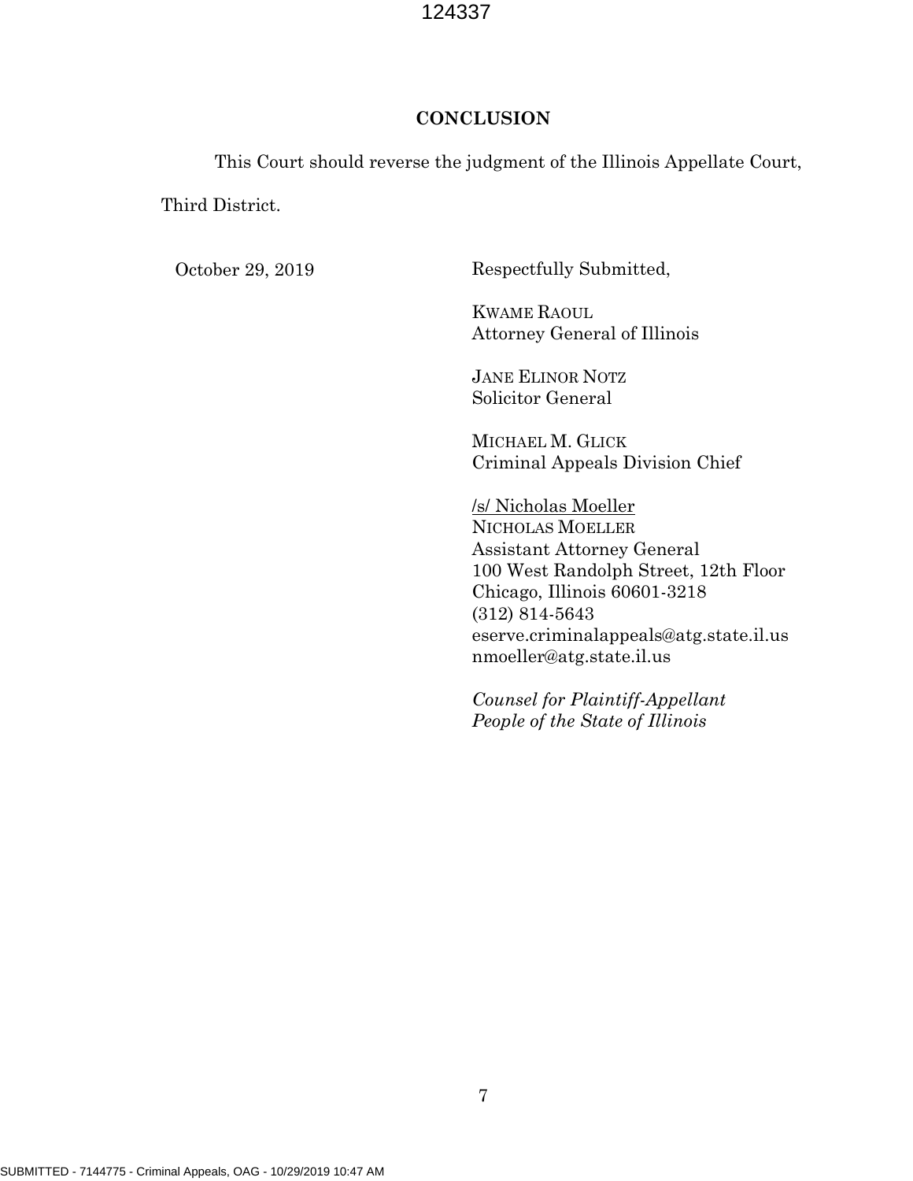## CONCLUSION

This Court should reverse the judgment of the Illinois Appellate Court, Third District.

October 29, 2019

Respectfully Submitted,

KWAME RAOUL
Attorney General of Illinois

JANE ELINOR NOTZ
Solicitor General

MICHAEL M. GLICK
Criminal Appeals Division Chief

/s/ Nicholas Moeller
NICHOLAS MOELLER
Assistant Attorney General
100 West Randolph Street, 12th Floor
Chicago, Illinois 60601-3218
(312) 814-5643
eserve.criminalappeals@atg.state.il.us
nmoeller@atg.state.il.us

*Counsel for Plaintiff-Appellant*
*People of the State of Illinois*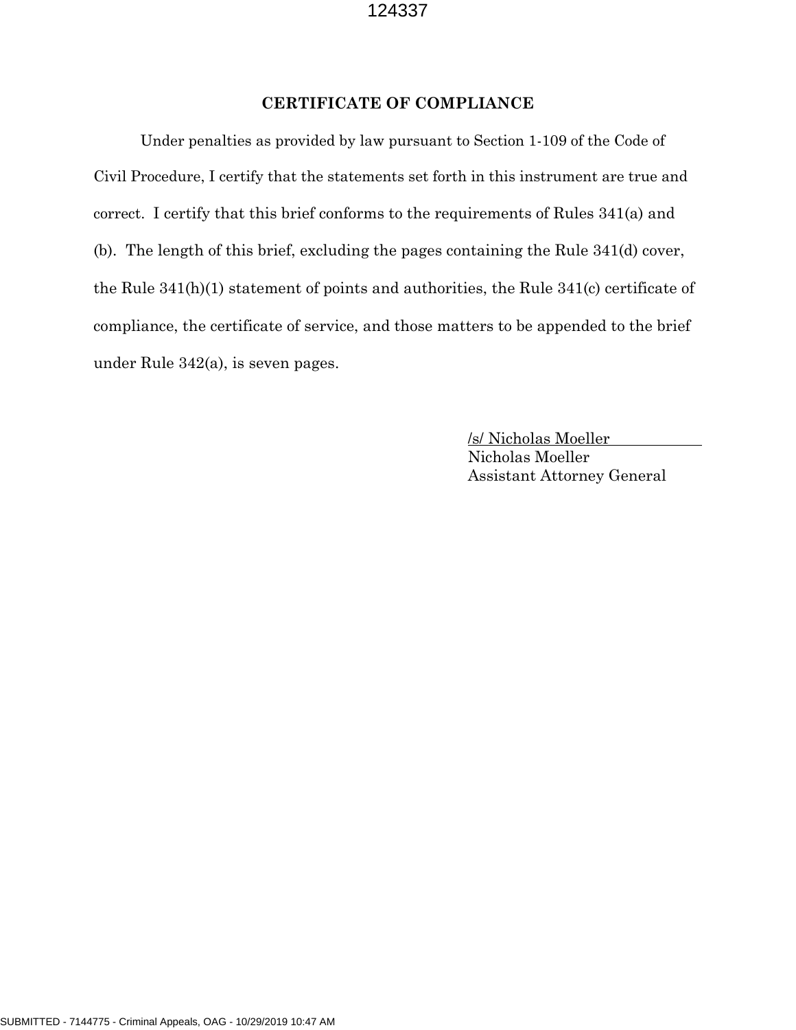## CERTIFICATE OF COMPLIANCE

Under penalties as provided by law pursuant to Section 1-109 of the Code of Civil Procedure, I certify that the statements set forth in this instrument are true and correct. I certify that this brief conforms to the requirements of Rules 341(a) and (b). The length of this brief, excluding the pages containing the Rule 341(d) cover, the Rule 341(h)(1) statement of points and authorities, the Rule 341(c) certificate of compliance, the certificate of service, and those matters to be appended to the brief under Rule 342(a), is seven pages.

/s/ Nicholas Moeller
Nicholas Moeller
Assistant Attorney General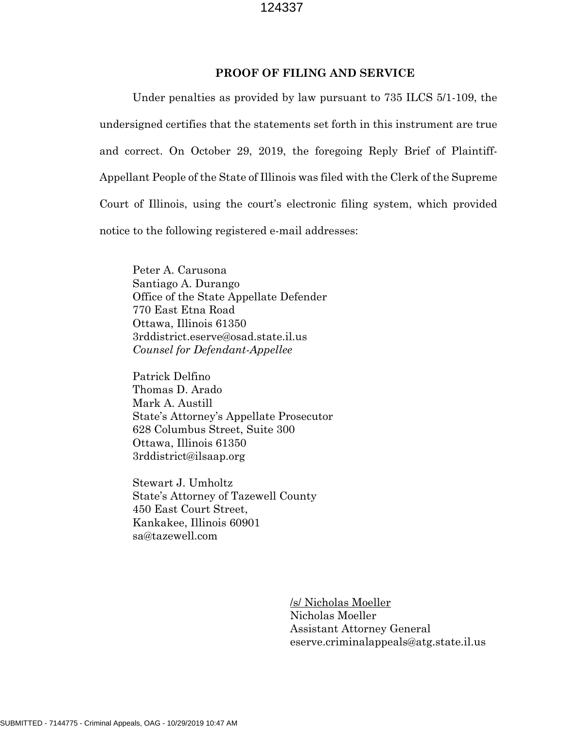**PROOF OF FILING AND SERVICE**

Under penalties as provided by law pursuant to 735 ILCS 5/1-109, the undersigned certifies that the statements set forth in this instrument are true and correct. On October 29, 2019, the foregoing Reply Brief of Plaintiff-Appellant People of the State of Illinois was filed with the Clerk of the Supreme Court of Illinois, using the court's electronic filing system, which provided notice to the following registered e-mail addresses:

Peter A. Carusona
Santiago A. Durango
Office of the State Appellate Defender
770 East Etna Road
Ottawa, Illinois 61350
3rddistrict.eserve@osad.state.il.us
*Counsel for Defendant-Appellee*

Patrick Delfino
Thomas D. Arado
Mark A. Austill
State's Attorney's Appellate Prosecutor
628 Columbus Street, Suite 300
Ottawa, Illinois 61350
3rddistrict@ilsaap.org

Stewart J. Umholtz
State's Attorney of Tazewell County
450 East Court Street,
Kankakee, Illinois 60901
sa@tazewell.com

/s/ Nicholas Moeller
Nicholas Moeller
Assistant Attorney General
eserve.criminalappeals@atg.state.il.us